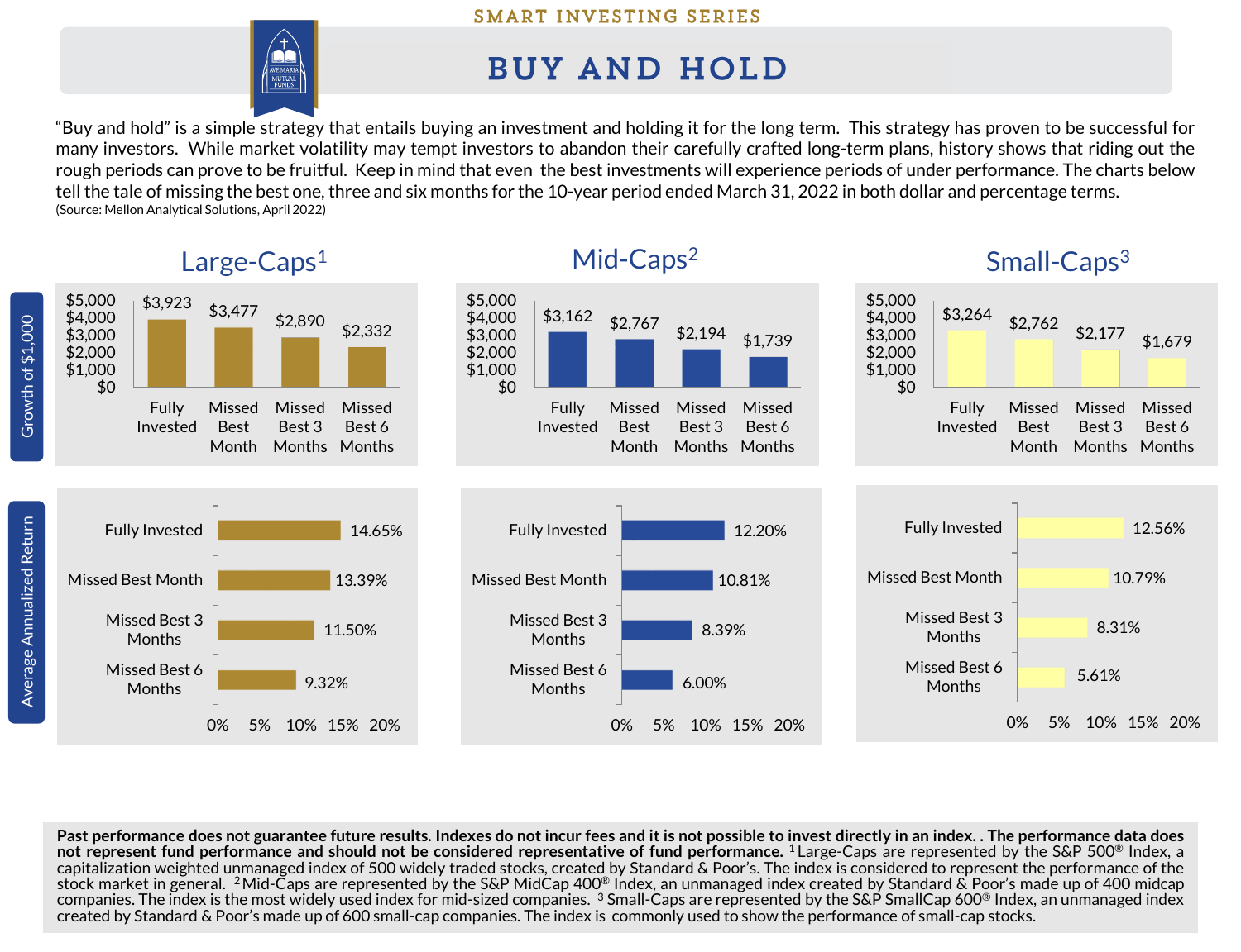SMART INVESTING SERIES

# BUY AND HOLD

"Buy and hold" is a simple strategy that entails buying an investment and holding it for the long term. This strategy has proven to be successful for many investors. While market volatility may tempt investors to abandon their carefully crafted long-term plans, history shows that riding out the rough periods can prove to be fruitful. Keep in mind that even the best investments will experience periods of under performance. The charts below tell the tale of missing the best one, three and six months for the 10-year period ended March 31, 2022 in both dollar and percentage terms.

(Source: Mellon Analytical Solutions, April 2022)

## Growth of $1,000

| | Fully Invested | Missed Best Month | Missed Best 3 Months | Missed Best 6 Months |
|---|---|---|---|---|
| Large-Caps[1] | $3,923 | $3,477 | $2,890 | $2,332 |
| Mid-Caps[2] | $3,162 | $2,767 | $2,194 | $1,739 |
| Small-Caps[3] | $3,264 | $2,762 | $2,177 | $1,679 |

## Average Annualized Return

| | Fully Invested | Missed Best Month | Missed Best 3 Months | Missed Best 6 Months |
|---|---|---|---|---|
| Large-Caps[1] | 14.65% | 13.39% | 11.50% | 9.32% |
| Mid-Caps[2] | 12.20% | 10.81% | 8.39% | 6.00% |
| Small-Caps[3] | 12.56% | 10.79% | 8.31% | 5.61% |

**Past performance does not guarantee future results. Indexes do not incur fees and it is not possible to invest directly in an index. . The performance data does not represent fund performance and should not be considered representative of fund performance.** [1] Large-Caps are represented by the S&P 500® Index, a capitalization weighted unmanaged index of 500 widely traded stocks, created by Standard & Poor's. The index is considered to represent the performance of the stock market in general. [2] Mid-Caps are represented by the S&P MidCap 400® Index, an unmanaged index created by Standard & Poor's made up of 400 midcap companies. The index is the most widely used index for mid-sized companies. [3] Small-Caps are represented by the S&P SmallCap 600® Index, an unmanaged index created by Standard & Poor's made up of 600 small-cap companies. The index is commonly used to show the performance of small-cap stocks.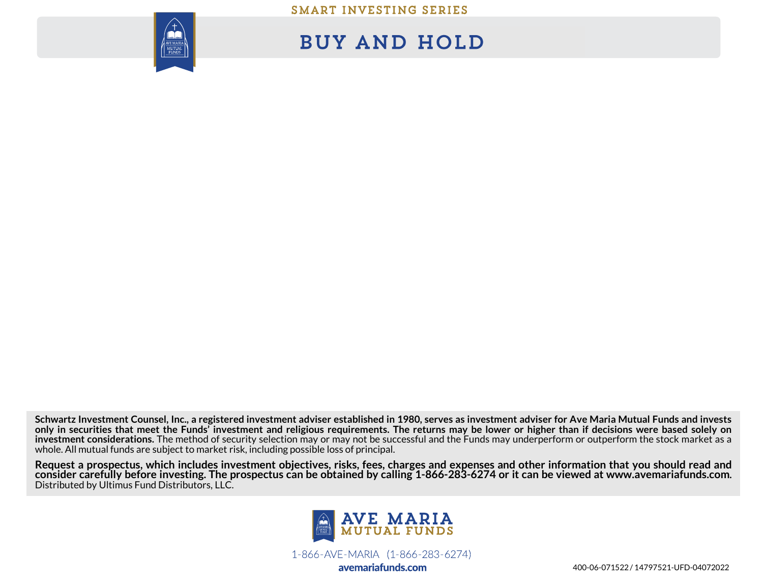SMART INVESTING SERIES

# BUY AND HOLD

**Schwartz Investment Counsel, Inc., a registered investment adviser established in 1980, serves as investment adviser for Ave Maria Mutual Funds and invests only in securities that meet the Funds' investment and religious requirements. The returns may be lower or higher than if decisions were based solely on investment considerations.** The method of security selection may or may not be successful and the Funds may underperform or outperform the stock market as a whole. All mutual funds are subject to market risk, including possible loss of principal.

**Request a prospectus, which includes investment objectives, risks, fees, charges and expenses and other information that you should read and consider carefully before investing. The prospectus can be obtained by calling 1-866-283-6274 or it can be viewed at www.avemariafunds.com.** Distributed by Ultimus Fund Distributors, LLC.

AVE MARIA
MUTUAL FUNDS

1-866-AVE-MARIA (1-866-283-6274)

**avemariafunds.com**

400-06-071522 / 14797521-UFD-04072022